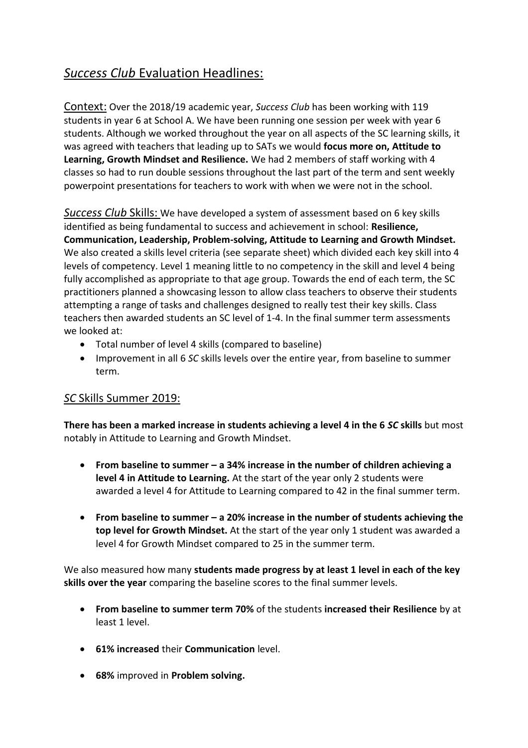# *Success Club* Evaluation Headlines:

Context: Over the 2018/19 academic year, *Success Club* has been working with 119 students in year 6 at School A. We have been running one session per week with year 6 students. Although we worked throughout the year on all aspects of the SC learning skills, it was agreed with teachers that leading up to SATs we would **focus more on, Attitude to Learning, Growth Mindset and Resilience.** We had 2 members of staff working with 4 classes so had to run double sessions throughout the last part of the term and sent weekly powerpoint presentations for teachers to work with when we were not in the school.

*Success Club* Skills: We have developed a system of assessment based on 6 key skills identified as being fundamental to success and achievement in school: **Resilience, Communication, Leadership, Problem-solving, Attitude to Learning and Growth Mindset.** We also created a skills level criteria (see separate sheet) which divided each key skill into 4 levels of competency. Level 1 meaning little to no competency in the skill and level 4 being fully accomplished as appropriate to that age group. Towards the end of each term, the SC practitioners planned a showcasing lesson to allow class teachers to observe their students attempting a range of tasks and challenges designed to really test their key skills. Class teachers then awarded students an SC level of 1-4. In the final summer term assessments we looked at:

- Total number of level 4 skills (compared to baseline)
- Improvement in all 6 *SC* skills levels over the entire year, from baseline to summer term.

## *SC* Skills Summer 2019:

**There has been a marked increase in students achieving a level 4 in the 6 *SC* skills** but most notably in Attitude to Learning and Growth Mindset.

- **From baseline to summer – a 34% increase in the number of children achieving a level 4 in Attitude to Learning.** At the start of the year only 2 students were awarded a level 4 for Attitude to Learning compared to 42 in the final summer term.
- **From baseline to summer – a 20% increase in the number of students achieving the top level for Growth Mindset.** At the start of the year only 1 student was awarded a level 4 for Growth Mindset compared to 25 in the summer term.

We also measured how many **students made progress by at least 1 level in each of the key skills over the year** comparing the baseline scores to the final summer levels.

- **From baseline to summer term 70%** of the students **increased their Resilience** by at least 1 level.
- **61% increased** their **Communication** level.
- **68%** improved in **Problem solving.**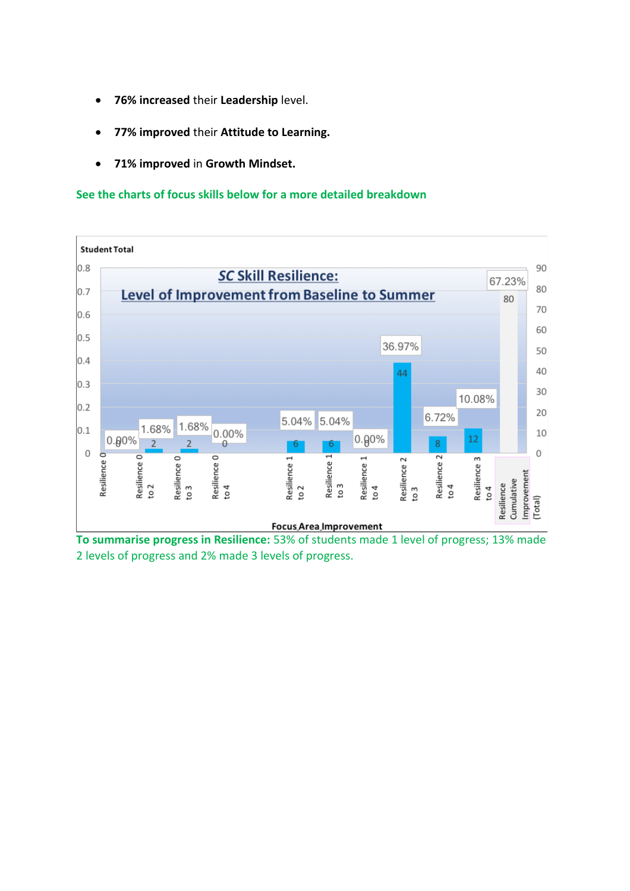- **76% increased** their **Leadership** level.
- **77% improved** their **Attitude to Learning.**
- **71% improved** in **Growth Mindset.**

See the charts of focus skills below for a more detailed breakdown

**SC Skill Resilience: Level of Improvement from Baseline to Summer**

| Focus Area Improvement | Student Total | Percentage |
| --- | --- | --- |
| Resilience 0 | 0 | 0.00% |
| Resilience 0 to 2 | 2 | 1.68% |
| Resilience 0 to 3 | 2 | 1.68% |
| Resilience 0 to 4 | 0 | 0.00% |
| Resilience 1 to 2 | 6 | 5.04% |
| Resilience 1 to 3 | 6 | 5.04% |
| Resilience 1 to 4 | 0 | 0.00% |
| Resilience 2 to 3 | 44 | 36.97% |
| Resilience 2 to 4 | 8 | 6.72% |
| Resilience 3 to 4 | 12 | 10.08% |
| Resilience Cumulative Improvement (Total) | 80 | 67.23% |

**To summarise progress in Resilience:** 53% of students made 1 level of progress; 13% made 2 levels of progress and 2% made 3 levels of progress.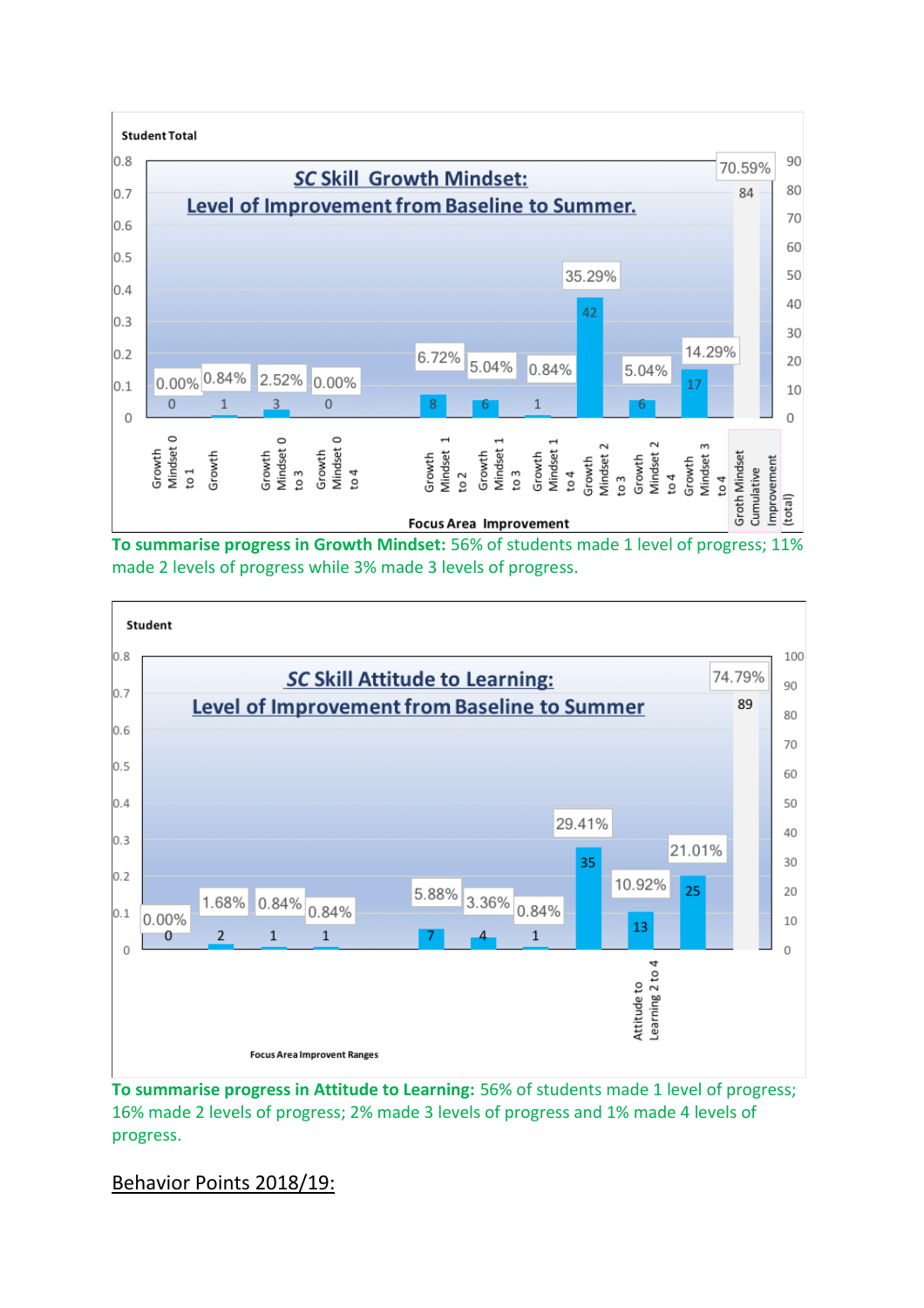**SC Skill Growth Mindset: Level of Improvement from Baseline to Summer.**

| Focus Area Improvement | Student Total | Percentage |
| --- | --- | --- |
| Growth Mindset 0 to 1 | 0 | 0.00% |
| Growth | 1 | 0.84% |
| Growth Mindset 0 to 3 | 3 | 2.52% |
| Growth Mindset 0 to 4 | 0 | 0.00% |
| Growth Mindset 1 to 2 | 8 | 6.72% |
| Growth Mindset 1 to 3 | 6 | 5.04% |
| Growth Mindset 1 to 4 | 1 | 0.84% |
| Growth Mindset 2 to 3 | 42 | 35.29% |
| Growth Mindset 2 to 4 | 6 | 5.04% |
| Growth Mindset 3 to 4 | 17 | 14.29% |
| Groth Mindset Cumulative Improvement (total) | 84 | 70.59% |

**To summarise progress in Growth Mindset:** 56% of students made 1 level of progress; 11% made 2 levels of progress while 3% made 3 levels of progress.

**SC Skill Attitude to Learning: Level of Improvement from Baseline to Summer**

| Focus Area Improvent Ranges | Student | Percentage |
| --- | --- | --- |
| | 0 | 0.00% |
| | 2 | 1.68% |
| | 1 | 0.84% |
| | 1 | 0.84% |
| | 7 | 5.88% |
| | 4 | 3.36% |
| | 1 | 0.84% |
| | 35 | 29.41% |
| Attitude to Learning 2 to 4 | 13 | 10.92% |
| | 25 | 21.01% |
| | 89 | 74.79% |

**To summarise progress in Attitude to Learning:** 56% of students made 1 level of progress; 16% made 2 levels of progress; 2% made 3 levels of progress and 1% made 4 levels of progress.

## Behavior Points 2018/19: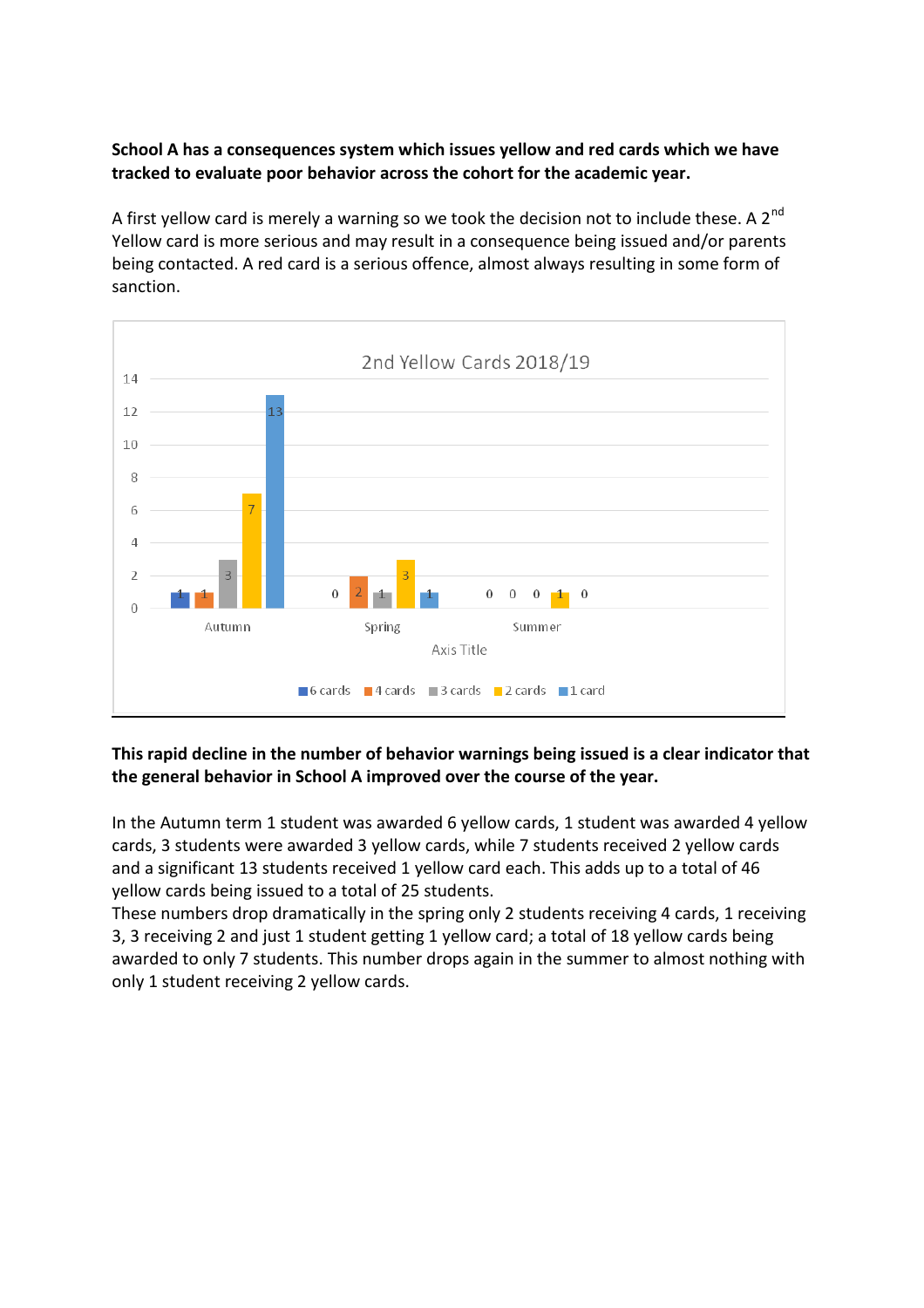**School A has a consequences system which issues yellow and red cards which we have tracked to evaluate poor behavior across the cohort for the academic year.**

A first yellow card is merely a warning so we took the decision not to include these. A 2nd Yellow card is more serious and may result in a consequence being issued and/or parents being contacted. A red card is a serious offence, almost always resulting in some form of sanction.

**2nd Yellow Cards 2018/19**

| Term | 6 cards | 4 cards | 3 cards | 2 cards | 1 card |
| --- | --- | --- | --- | --- | --- |
| Autumn | 1 | 1 | 3 | 7 | 13 |
| Spring | 0 | 2 | 1 | 3 | 1 |
| Summer | 0 | 0 | 0 | 1 | 0 |

**This rapid decline in the number of behavior warnings being issued is a clear indicator that the general behavior in School A improved over the course of the year.**

In the Autumn term 1 student was awarded 6 yellow cards, 1 student was awarded 4 yellow cards, 3 students were awarded 3 yellow cards, while 7 students received 2 yellow cards and a significant 13 students received 1 yellow card each. This adds up to a total of 46 yellow cards being issued to a total of 25 students.
These numbers drop dramatically in the spring only 2 students receiving 4 cards, 1 receiving 3, 3 receiving 2 and just 1 student getting 1 yellow card; a total of 18 yellow cards being awarded to only 7 students. This number drops again in the summer to almost nothing with only 1 student receiving 2 yellow cards.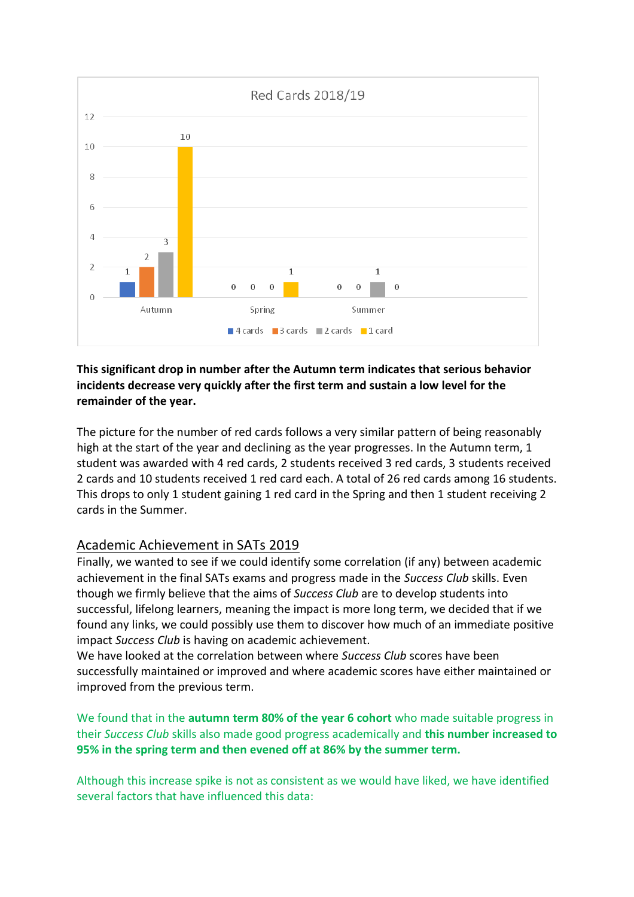**Red Cards 2018/19**

| | 4 cards | 3 cards | 2 cards | 1 card |
|---|---|---|---|---|
| Autumn | 1 | 2 | 3 | 10 |
| Spring | 0 | 0 | 0 | 1 |
| Summer | 0 | 0 | 1 | 0 |

**This significant drop in number after the Autumn term indicates that serious behavior incidents decrease very quickly after the first term and sustain a low level for the remainder of the year.**

The picture for the number of red cards follows a very similar pattern of being reasonably high at the start of the year and declining as the year progresses. In the Autumn term, 1 student was awarded with 4 red cards, 2 students received 3 red cards, 3 students received 2 cards and 10 students received 1 red card each. A total of 26 red cards among 16 students. This drops to only 1 student gaining 1 red card in the Spring and then 1 student receiving 2 cards in the Summer.

## Academic Achievement in SATs 2019

Finally, we wanted to see if we could identify some correlation (if any) between academic achievement in the final SATs exams and progress made in the *Success Club* skills. Even though we firmly believe that the aims of *Success Club* are to develop students into successful, lifelong learners, meaning the impact is more long term, we decided that if we found any links, we could possibly use them to discover how much of an immediate positive impact *Success Club* is having on academic achievement.
We have looked at the correlation between where *Success Club* scores have been successfully maintained or improved and where academic scores have either maintained or improved from the previous term.

We found that in the **autumn term 80% of the year 6 cohort** who made suitable progress in their *Success Club* skills also made good progress academically and **this number increased to 95% in the spring term and then evened off at 86% by the summer term.**

Although this increase spike is not as consistent as we would have liked, we have identified several factors that have influenced this data: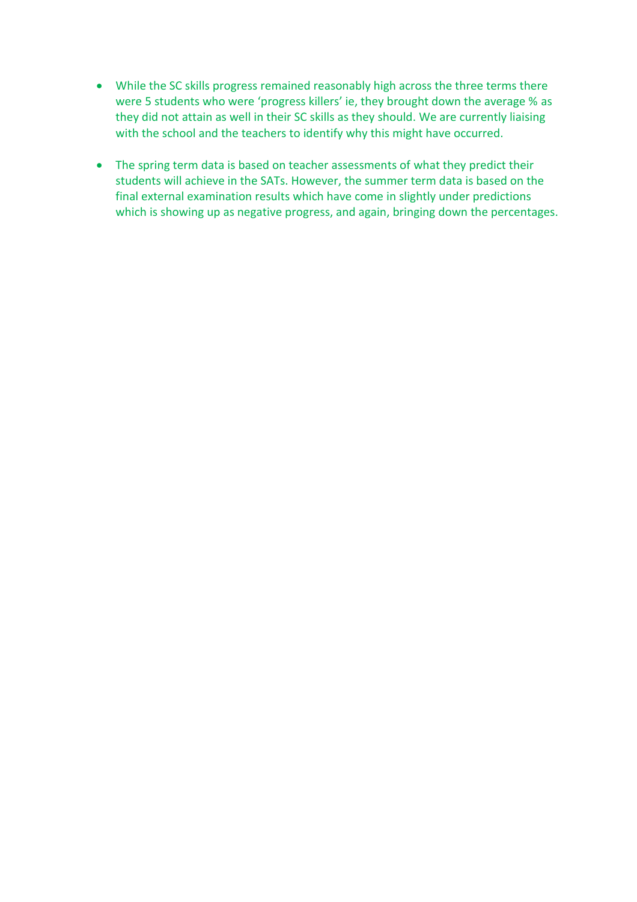- While the SC skills progress remained reasonably high across the three terms there were 5 students who were 'progress killers' ie, they brought down the average % as they did not attain as well in their SC skills as they should. We are currently liaising with the school and the teachers to identify why this might have occurred.

- The spring term data is based on teacher assessments of what they predict their students will achieve in the SATs. However, the summer term data is based on the final external examination results which have come in slightly under predictions which is showing up as negative progress, and again, bringing down the percentages.